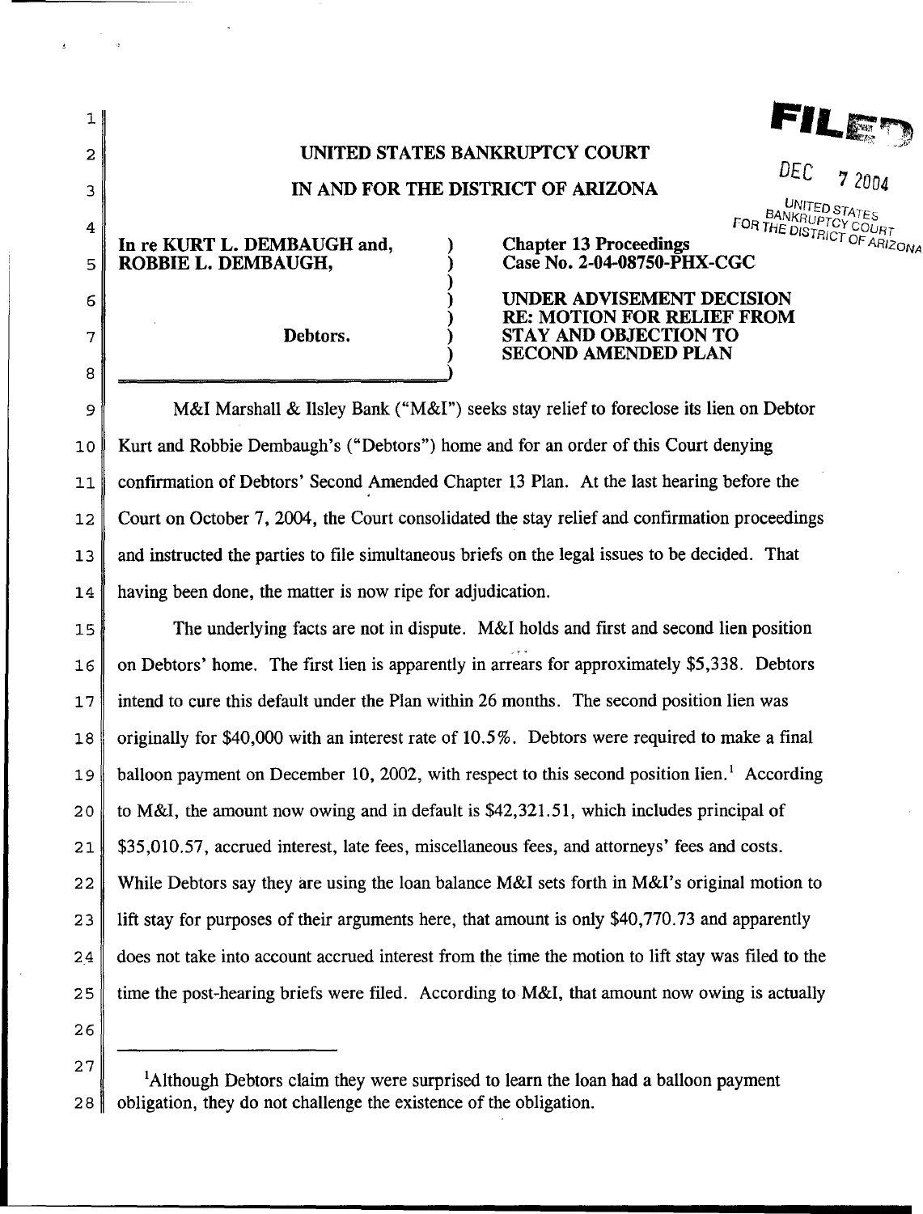FILED

DEC 7 2004

UNITED STATES BANKRUPTCY COURT FOR THE DISTRICT OF ARIZONA

**UNITED STATES BANKRUPTCY COURT**

**IN AND FOR THE DISTRICT OF ARIZONA**

| | |
|---|---|
| **In re KURT L. DEMBAUGH and, ROBBIE L. DEMBAUGH,** | **Chapter 13 Proceedings** |
| | **Case No. 2-04-08750-PHX-CGC** |
| **Debtors.** | **UNDER ADVISEMENT DECISION RE: MOTION FOR RELIEF FROM STAY AND OBJECTION TO SECOND AMENDED PLAN** |

M&I Marshall & Ilsley Bank ("M&I") seeks stay relief to foreclose its lien on Debtor Kurt and Robbie Dembaugh's ("Debtors") home and for an order of this Court denying confirmation of Debtors' Second Amended Chapter 13 Plan. At the last hearing before the Court on October 7, 2004, the Court consolidated the stay relief and confirmation proceedings and instructed the parties to file simultaneous briefs on the legal issues to be decided. That having been done, the matter is now ripe for adjudication.

The underlying facts are not in dispute. M&I holds and first and second lien position on Debtors' home. The first lien is apparently in arrears for approximately $5,338. Debtors intend to cure this default under the Plan within 26 months. The second position lien was originally for $40,000 with an interest rate of 10.5%. Debtors were required to make a final balloon payment on December 10, 2002, with respect to this second position lien.[1] According to M&I, the amount now owing and in default is $42,321.51, which includes principal of $35,010.57, accrued interest, late fees, miscellaneous fees, and attorneys' fees and costs. While Debtors say they are using the loan balance M&I sets forth in M&I's original motion to lift stay for purposes of their arguments here, that amount is only $40,770.73 and apparently does not take into account accrued interest from the time the motion to lift stay was filed to the time the post-hearing briefs were filed. According to M&I, that amount now owing is actually

[1] Although Debtors claim they were surprised to learn the loan had a balloon payment obligation, they do not challenge the existence of the obligation.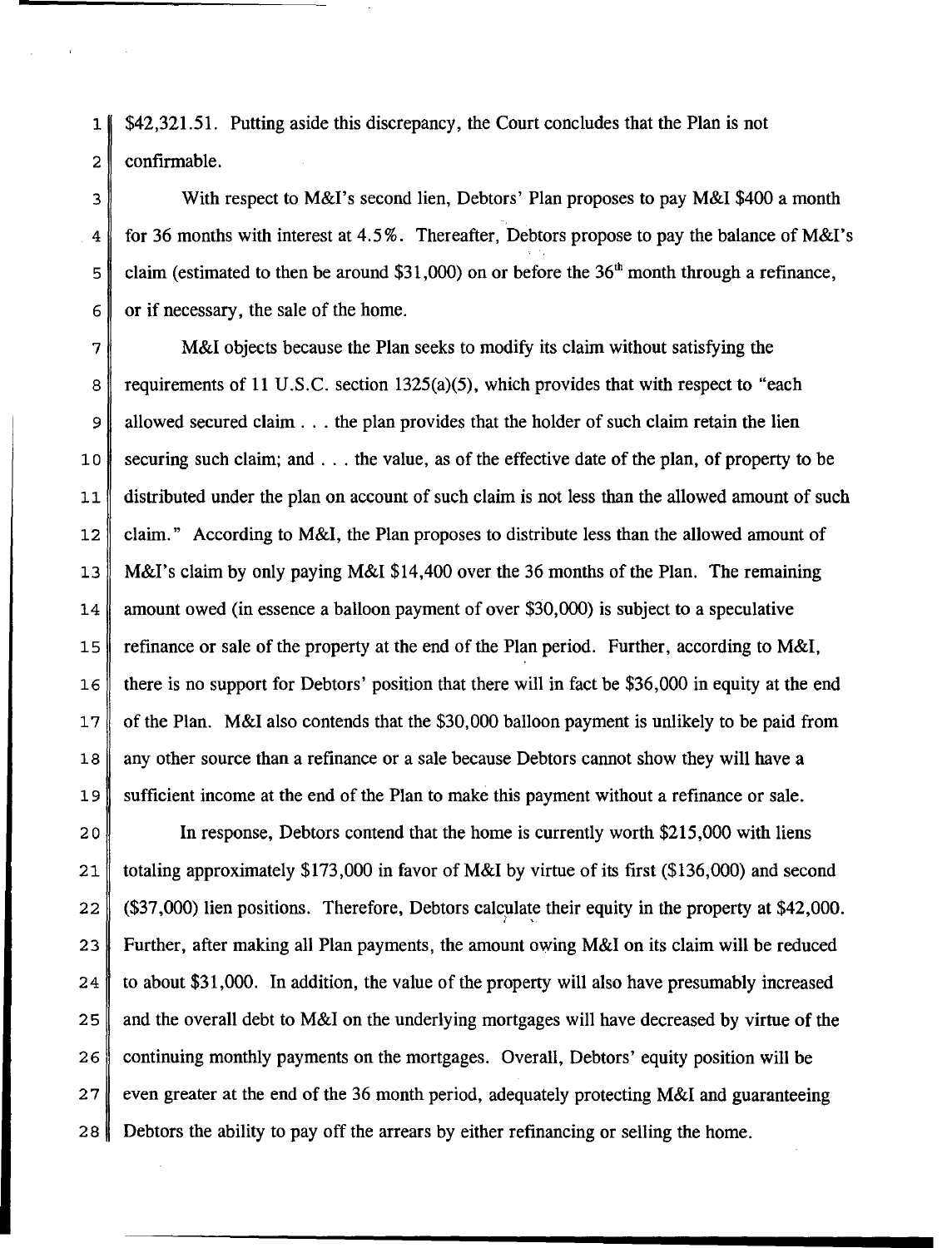$42,321.51. Putting aside this discrepancy, the Court concludes that the Plan is not confirmable.

With respect to M&I's second lien, Debtors' Plan proposes to pay M&I $400 a month for 36 months with interest at 4.5%. Thereafter, Debtors propose to pay the balance of M&I's claim (estimated to then be around $31,000) on or before the 36th month through a refinance, or if necessary, the sale of the home.

M&I objects because the Plan seeks to modify its claim without satisfying the requirements of 11 U.S.C. section 1325(a)(5), which provides that with respect to "each allowed secured claim . . . the plan provides that the holder of such claim retain the lien securing such claim; and . . . the value, as of the effective date of the plan, of property to be distributed under the plan on account of such claim is not less than the allowed amount of such claim." According to M&I, the Plan proposes to distribute less than the allowed amount of M&I's claim by only paying M&I $14,400 over the 36 months of the Plan. The remaining amount owed (in essence a balloon payment of over $30,000) is subject to a speculative refinance or sale of the property at the end of the Plan period. Further, according to M&I, there is no support for Debtors' position that there will in fact be $36,000 in equity at the end of the Plan. M&I also contends that the $30,000 balloon payment is unlikely to be paid from any other source than a refinance or a sale because Debtors cannot show they will have a sufficient income at the end of the Plan to make this payment without a refinance or sale.

In response, Debtors contend that the home is currently worth $215,000 with liens totaling approximately $173,000 in favor of M&I by virtue of its first ($136,000) and second ($37,000) lien positions. Therefore, Debtors calculate their equity in the property at $42,000. Further, after making all Plan payments, the amount owing M&I on its claim will be reduced to about $31,000. In addition, the value of the property will also have presumably increased and the overall debt to M&I on the underlying mortgages will have decreased by virtue of the continuing monthly payments on the mortgages. Overall, Debtors' equity position will be even greater at the end of the 36 month period, adequately protecting M&I and guaranteeing Debtors the ability to pay off the arrears by either refinancing or selling the home.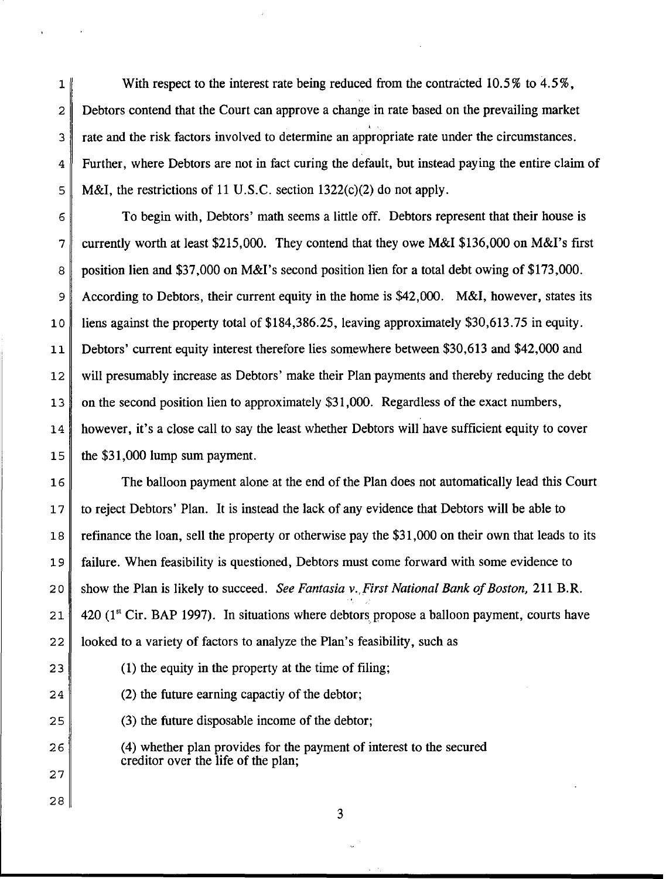With respect to the interest rate being reduced from the contracted 10.5% to 4.5%, Debtors contend that the Court can approve a change in rate based on the prevailing market rate and the risk factors involved to determine an appropriate rate under the circumstances. Further, where Debtors are not in fact curing the default, but instead paying the entire claim of M&I, the restrictions of 11 U.S.C. section 1322(c)(2) do not apply.

To begin with, Debtors' math seems a little off. Debtors represent that their house is currently worth at least $215,000. They contend that they owe M&I $136,000 on M&I's first position lien and $37,000 on M&I's second position lien for a total debt owing of $173,000. According to Debtors, their current equity in the home is $42,000. M&I, however, states its liens against the property total of $184,386.25, leaving approximately $30,613.75 in equity. Debtors' current equity interest therefore lies somewhere between $30,613 and $42,000 and will presumably increase as Debtors' make their Plan payments and thereby reducing the debt on the second position lien to approximately $31,000. Regardless of the exact numbers, however, it's a close call to say the least whether Debtors will have sufficient equity to cover the $31,000 lump sum payment.

The balloon payment alone at the end of the Plan does not automatically lead this Court to reject Debtors' Plan. It is instead the lack of any evidence that Debtors will be able to refinance the loan, sell the property or otherwise pay the $31,000 on their own that leads to its failure. When feasibility is questioned, Debtors must come forward with some evidence to show the Plan is likely to succeed. *See Fantasia v. First National Bank of Boston,* 211 B.R. 420 (1st Cir. BAP 1997). In situations where debtors propose a balloon payment, courts have looked to a variety of factors to analyze the Plan's feasibility, such as

(1) the equity in the property at the time of filing;

(2) the future earning capactiy of the debtor;

(3) the future disposable income of the debtor;

(4) whether plan provides for the payment of interest to the secured creditor over the life of the plan;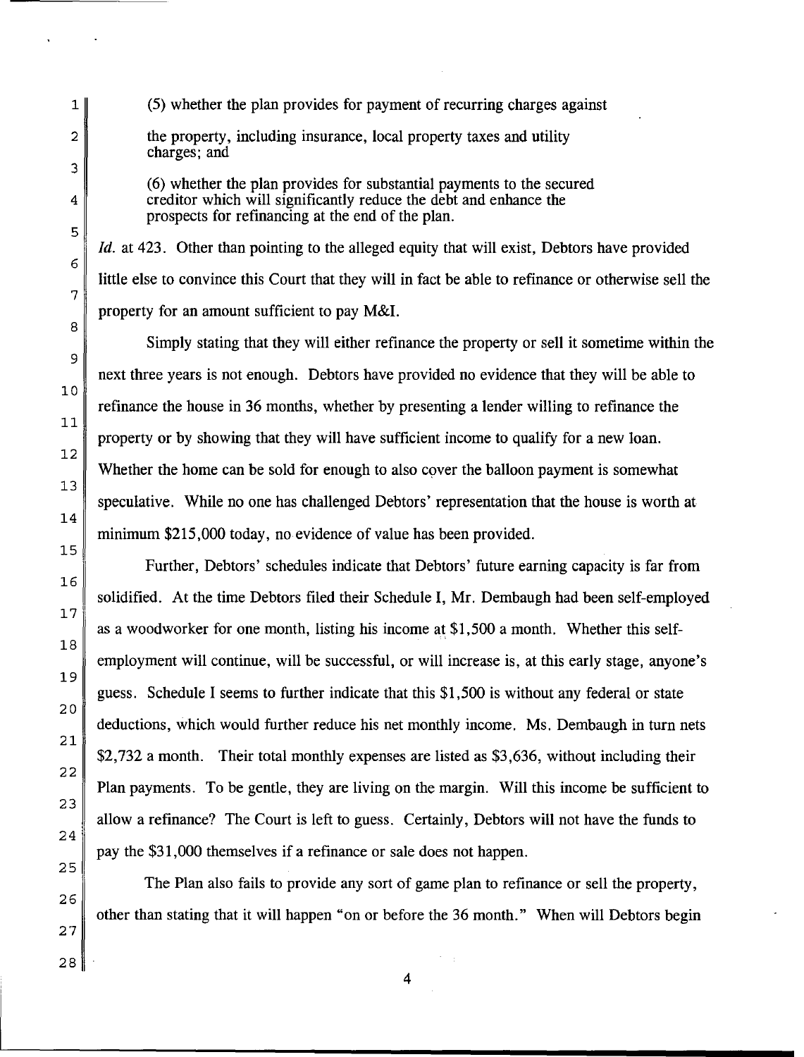> (5) whether the plan provides for payment of recurring charges against the property, including insurance, local property taxes and utility charges; and
>
> (6) whether the plan provides for substantial payments to the secured creditor which will significantly reduce the debt and enhance the prospects for refinancing at the end of the plan.

*Id.* at 423. Other than pointing to the alleged equity that will exist, Debtors have provided little else to convince this Court that they will in fact be able to refinance or otherwise sell the property for an amount sufficient to pay M&I.

Simply stating that they will either refinance the property or sell it sometime within the next three years is not enough. Debtors have provided no evidence that they will be able to refinance the house in 36 months, whether by presenting a lender willing to refinance the property or by showing that they will have sufficient income to qualify for a new loan. Whether the home can be sold for enough to also cover the balloon payment is somewhat speculative. While no one has challenged Debtors' representation that the house is worth at minimum $215,000 today, no evidence of value has been provided.

Further, Debtors' schedules indicate that Debtors' future earning capacity is far from solidified. At the time Debtors filed their Schedule I, Mr. Dembaugh had been self-employed as a woodworker for one month, listing his income at $1,500 a month. Whether this self-employment will continue, will be successful, or will increase is, at this early stage, anyone's guess. Schedule I seems to further indicate that this $1,500 is without any federal or state deductions, which would further reduce his net monthly income. Ms. Dembaugh in turn nets $2,732 a month. Their total monthly expenses are listed as $3,636, without including their Plan payments. To be gentle, they are living on the margin. Will this income be sufficient to allow a refinance? The Court is left to guess. Certainly, Debtors will not have the funds to pay the $31,000 themselves if a refinance or sale does not happen.

The Plan also fails to provide any sort of game plan to refinance or sell the property, other than stating that it will happen "on or before the 36 month." When will Debtors begin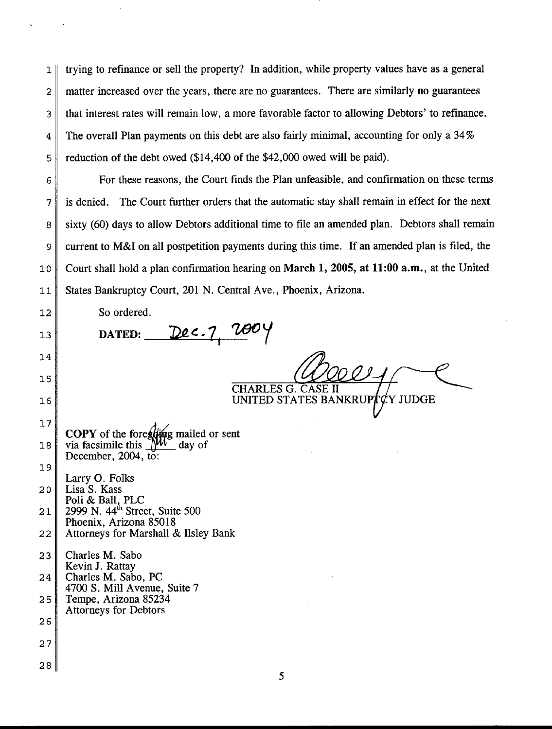trying to refinance or sell the property? In addition, while property values have as a general matter increased over the years, there are no guarantees. There are similarly no guarantees that interest rates will remain low, a more favorable factor to allowing Debtors' to refinance. The overall Plan payments on this debt are also fairly minimal, accounting for only a 34% reduction of the debt owed ($14,400 of the $42,000 owed will be paid).

For these reasons, the Court finds the Plan unfeasible, and confirmation on these terms is denied. The Court further orders that the automatic stay shall remain in effect for the next sixty (60) days to allow Debtors additional time to file an amended plan. Debtors shall remain current to M&I on all postpetition payments during this time. If an amended plan is filed, the Court shall hold a plan confirmation hearing on **March 1, 2005, at 11:00 a.m.**, at the United States Bankruptcy Court, 201 N. Central Ave., Phoenix, Arizona.

So ordered.

**DATED:** Dec. 7, 2004

CHARLES G. CASE II
UNITED STATES BANKRUPTCY JUDGE

**COPY** of the foregoing mailed or sent via facsimile this 8th day of December, 2004, to:

Larry O. Folks
Lisa S. Kass
Poli & Ball, PLC
2999 N. 44th Street, Suite 500
Phoenix, Arizona 85018
Attorneys for Marshall & Ilsley Bank

Charles M. Sabo
Kevin J. Rattay
Charles M. Sabo, PC
4700 S. Mill Avenue, Suite 7
Tempe, Arizona 85234
Attorneys for Debtors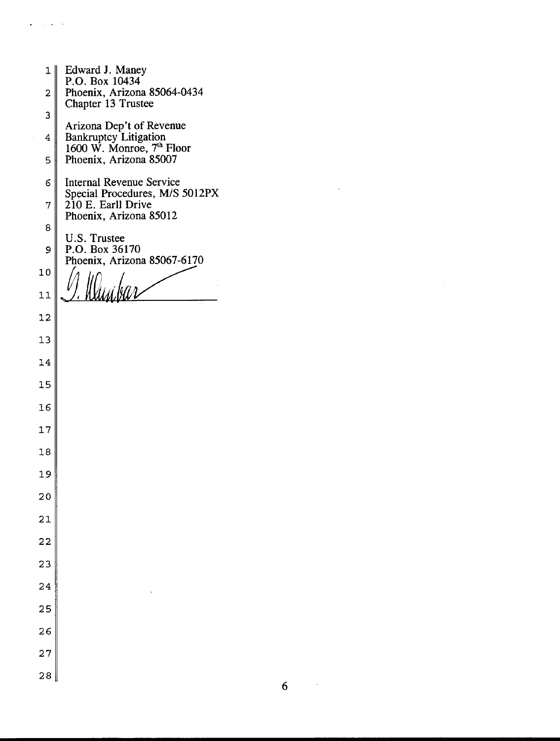Edward J. Maney
P.O. Box 10434
Phoenix, Arizona 85064-0434
Chapter 13 Trustee

Arizona Dep't of Revenue
Bankruptcy Litigation
1600 W. Monroe, 7th Floor
Phoenix, Arizona 85007

Internal Revenue Service
Special Procedures, M/S 5012PX
210 E. Earll Drive
Phoenix, Arizona 85012

U.S. Trustee
P.O. Box 36170
Phoenix, Arizona 85067-6170

_J. Weiber_ ______________________